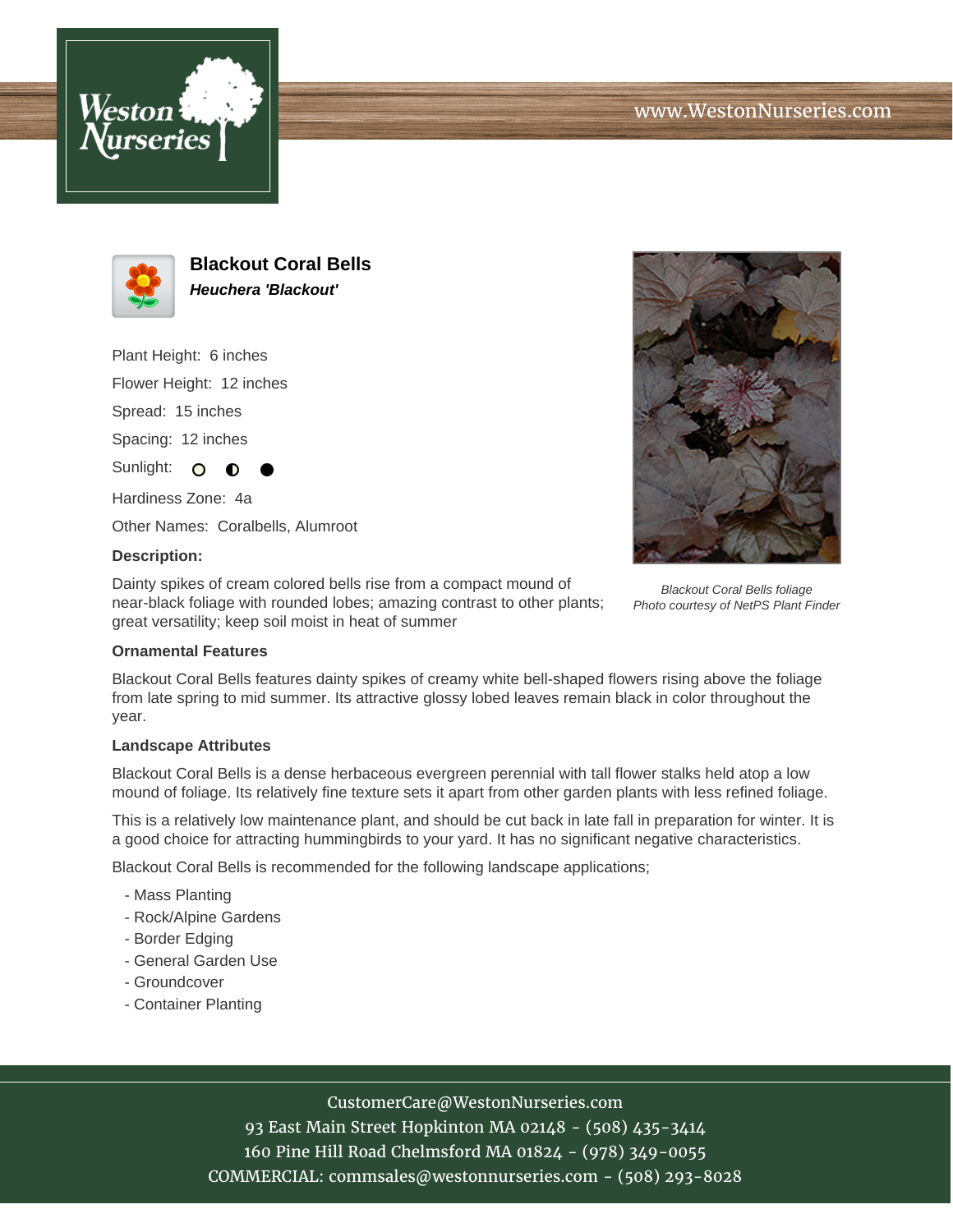# Blackout Coral Bells

***Heuchera 'Blackout'***

Plant Height: 6 inches

Flower Height: 12 inches

Spread: 15 inches

Spacing: 12 inches

Sunlight: ○ ◐ ●

Hardiness Zone: 4a

Other Names: Coralbells, Alumroot

**Description:**

Dainty spikes of cream colored bells rise from a compact mound of near-black foliage with rounded lobes; amazing contrast to other plants; great versatility; keep soil moist in heat of summer

*Blackout Coral Bells foliage*
*Photo courtesy of NetPS Plant Finder*

### Ornamental Features

Blackout Coral Bells features dainty spikes of creamy white bell-shaped flowers rising above the foliage from late spring to mid summer. Its attractive glossy lobed leaves remain black in color throughout the year.

### Landscape Attributes

Blackout Coral Bells is a dense herbaceous evergreen perennial with tall flower stalks held atop a low mound of foliage. Its relatively fine texture sets it apart from other garden plants with less refined foliage.

This is a relatively low maintenance plant, and should be cut back in late fall in preparation for winter. It is a good choice for attracting hummingbirds to your yard. It has no significant negative characteristics.

Blackout Coral Bells is recommended for the following landscape applications;

- Mass Planting
- Rock/Alpine Gardens
- Border Edging
- General Garden Use
- Groundcover
- Container Planting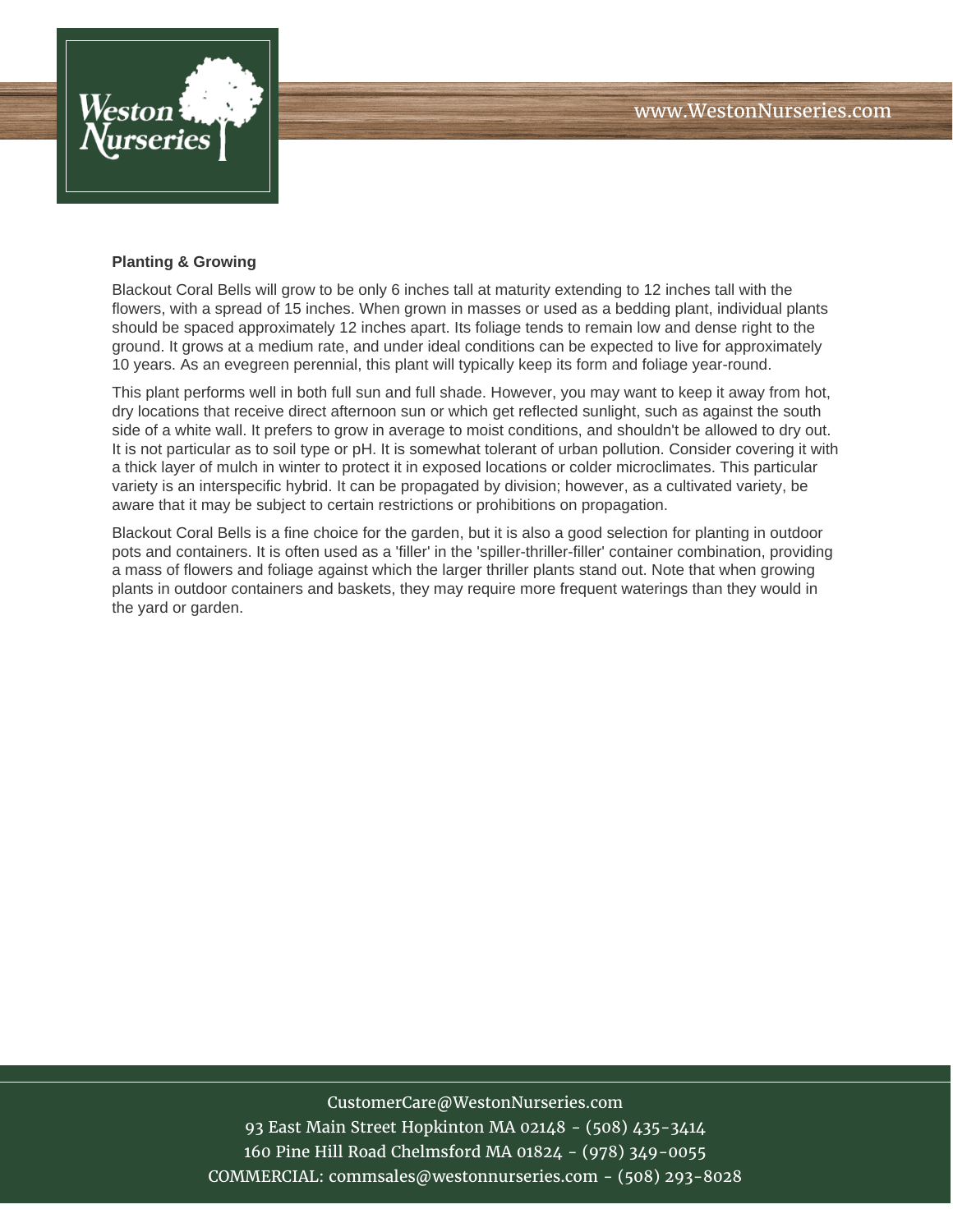**Planting & Growing**

Blackout Coral Bells will grow to be only 6 inches tall at maturity extending to 12 inches tall with the flowers, with a spread of 15 inches. When grown in masses or used as a bedding plant, individual plants should be spaced approximately 12 inches apart. Its foliage tends to remain low and dense right to the ground. It grows at a medium rate, and under ideal conditions can be expected to live for approximately 10 years. As an evegreen perennial, this plant will typically keep its form and foliage year-round.

This plant performs well in both full sun and full shade. However, you may want to keep it away from hot, dry locations that receive direct afternoon sun or which get reflected sunlight, such as against the south side of a white wall. It prefers to grow in average to moist conditions, and shouldn't be allowed to dry out. It is not particular as to soil type or pH. It is somewhat tolerant of urban pollution. Consider covering it with a thick layer of mulch in winter to protect it in exposed locations or colder microclimates. This particular variety is an interspecific hybrid. It can be propagated by division; however, as a cultivated variety, be aware that it may be subject to certain restrictions or prohibitions on propagation.

Blackout Coral Bells is a fine choice for the garden, but it is also a good selection for planting in outdoor pots and containers. It is often used as a 'filler' in the 'spiller-thriller-filler' container combination, providing a mass of flowers and foliage against which the larger thriller plants stand out. Note that when growing plants in outdoor containers and baskets, they may require more frequent waterings than they would in the yard or garden.